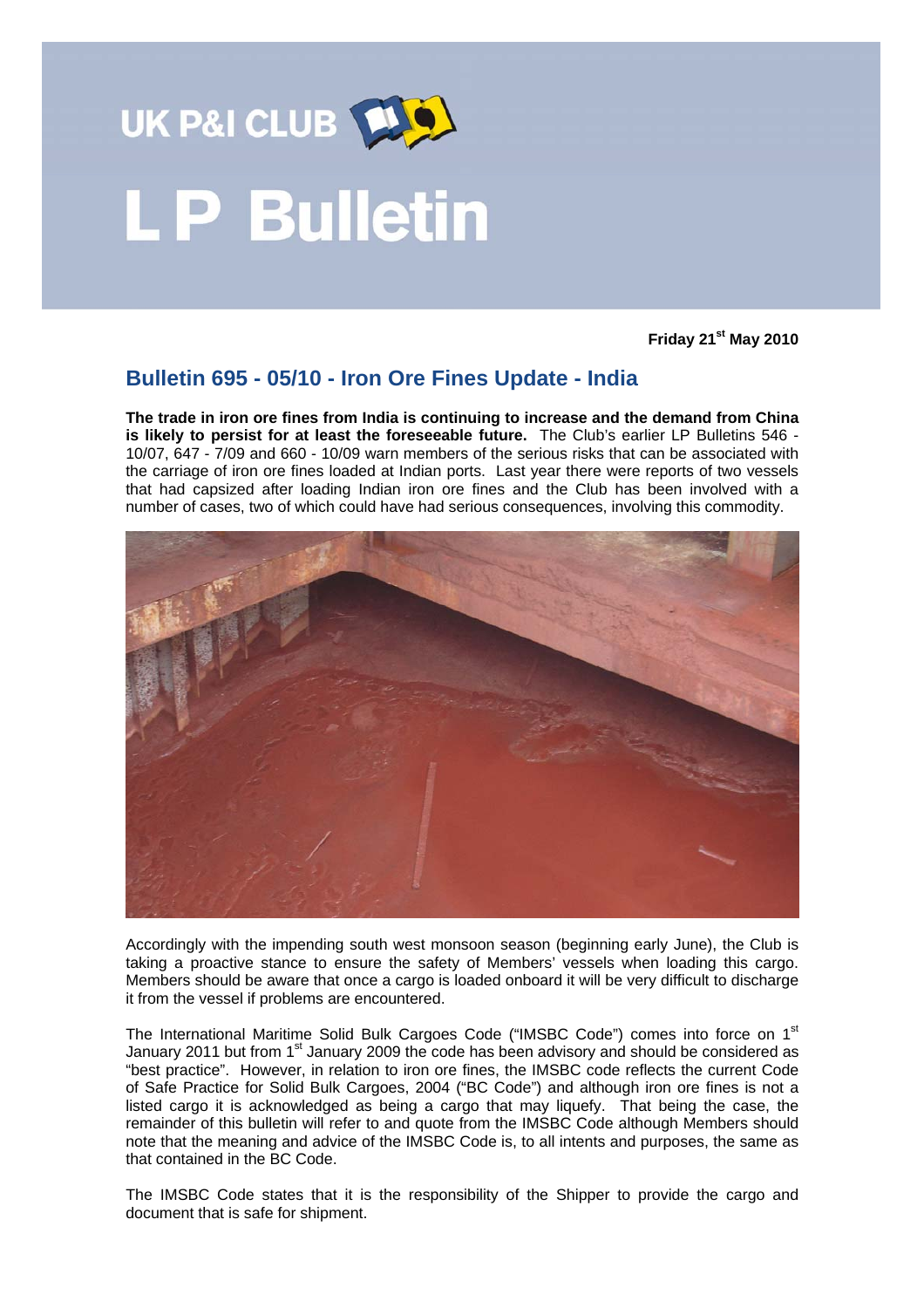# UK P&I CLUB

# LP Bulletin

**Friday 21st May 2010**

## Bulletin 695 - 05/10 - Iron Ore Fines Update - India

**The trade in iron ore fines from India is continuing to increase and the demand from China is likely to persist for at least the foreseeable future.** The Club's earlier LP Bulletins 546 - 10/07, 647 - 7/09 and 660 - 10/09 warn members of the serious risks that can be associated with the carriage of iron ore fines loaded at Indian ports. Last year there were reports of two vessels that had capsized after loading Indian iron ore fines and the Club has been involved with a number of cases, two of which could have had serious consequences, involving this commodity.

Accordingly with the impending south west monsoon season (beginning early June), the Club is taking a proactive stance to ensure the safety of Members' vessels when loading this cargo. Members should be aware that once a cargo is loaded onboard it will be very difficult to discharge it from the vessel if problems are encountered.

The International Maritime Solid Bulk Cargoes Code ("IMSBC Code") comes into force on 1st January 2011 but from 1st January 2009 the code has been advisory and should be considered as "best practice". However, in relation to iron ore fines, the IMSBC code reflects the current Code of Safe Practice for Solid Bulk Cargoes, 2004 ("BC Code") and although iron ore fines is not a listed cargo it is acknowledged as being a cargo that may liquefy. That being the case, the remainder of this bulletin will refer to and quote from the IMSBC Code although Members should note that the meaning and advice of the IMSBC Code is, to all intents and purposes, the same as that contained in the BC Code.

The IMSBC Code states that it is the responsibility of the Shipper to provide the cargo and document that is safe for shipment.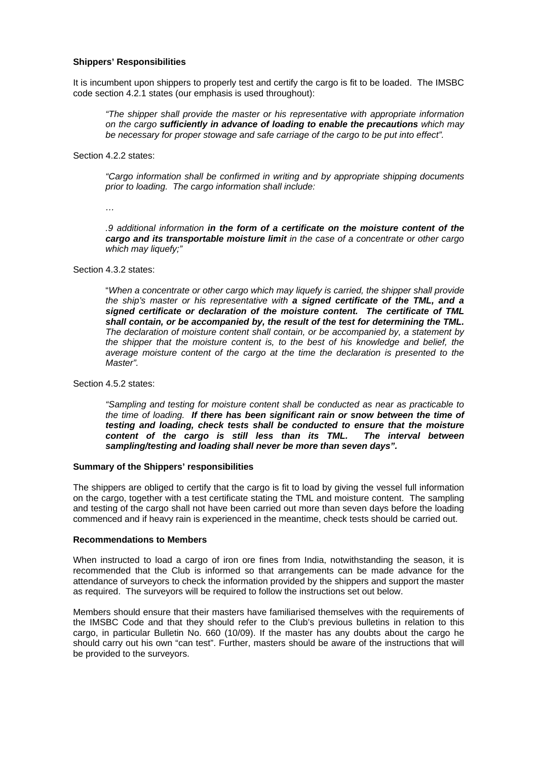**Shippers' Responsibilities**

It is incumbent upon shippers to properly test and certify the cargo is fit to be loaded. The IMSBC code section 4.2.1 states (our emphasis is used throughout):

> *"The shipper shall provide the master or his representative with appropriate information on the cargo* ***sufficiently in advance of loading to enable the precautions*** *which may be necessary for proper stowage and safe carriage of the cargo to be put into effect".*

Section 4.2.2 states:

> *"Cargo information shall be confirmed in writing and by appropriate shipping documents prior to loading. The cargo information shall include:*
>
> *…*
>
> *.9 additional information* ***in the form of a certificate on the moisture content of the cargo and its transportable moisture limit*** *in the case of a concentrate or other cargo which may liquefy;"*

Section 4.3.2 states:

> "*When a concentrate or other cargo which may liquefy is carried, the shipper shall provide the ship's master or his representative with* ***a signed certificate of the TML, and a signed certificate or declaration of the moisture content. The certificate of TML shall contain, or be accompanied by, the result of the test for determining the TML.*** *The declaration of moisture content shall contain, or be accompanied by, a statement by the shipper that the moisture content is, to the best of his knowledge and belief, the average moisture content of the cargo at the time the declaration is presented to the Master".*

Section 4.5.2 states:

> *"Sampling and testing for moisture content shall be conducted as near as practicable to the time of loading.* ***If there has been significant rain or snow between the time of testing and loading, check tests shall be conducted to ensure that the moisture content of the cargo is still less than its TML. The interval between sampling/testing and loading shall never be more than seven days".***

**Summary of the Shippers' responsibilities**

The shippers are obliged to certify that the cargo is fit to load by giving the vessel full information on the cargo, together with a test certificate stating the TML and moisture content. The sampling and testing of the cargo shall not have been carried out more than seven days before the loading commenced and if heavy rain is experienced in the meantime, check tests should be carried out.

**Recommendations to Members**

When instructed to load a cargo of iron ore fines from India, notwithstanding the season, it is recommended that the Club is informed so that arrangements can be made advance for the attendance of surveyors to check the information provided by the shippers and support the master as required. The surveyors will be required to follow the instructions set out below.

Members should ensure that their masters have familiarised themselves with the requirements of the IMSBC Code and that they should refer to the Club's previous bulletins in relation to this cargo, in particular Bulletin No. 660 (10/09). If the master has any doubts about the cargo he should carry out his own "can test". Further, masters should be aware of the instructions that will be provided to the surveyors.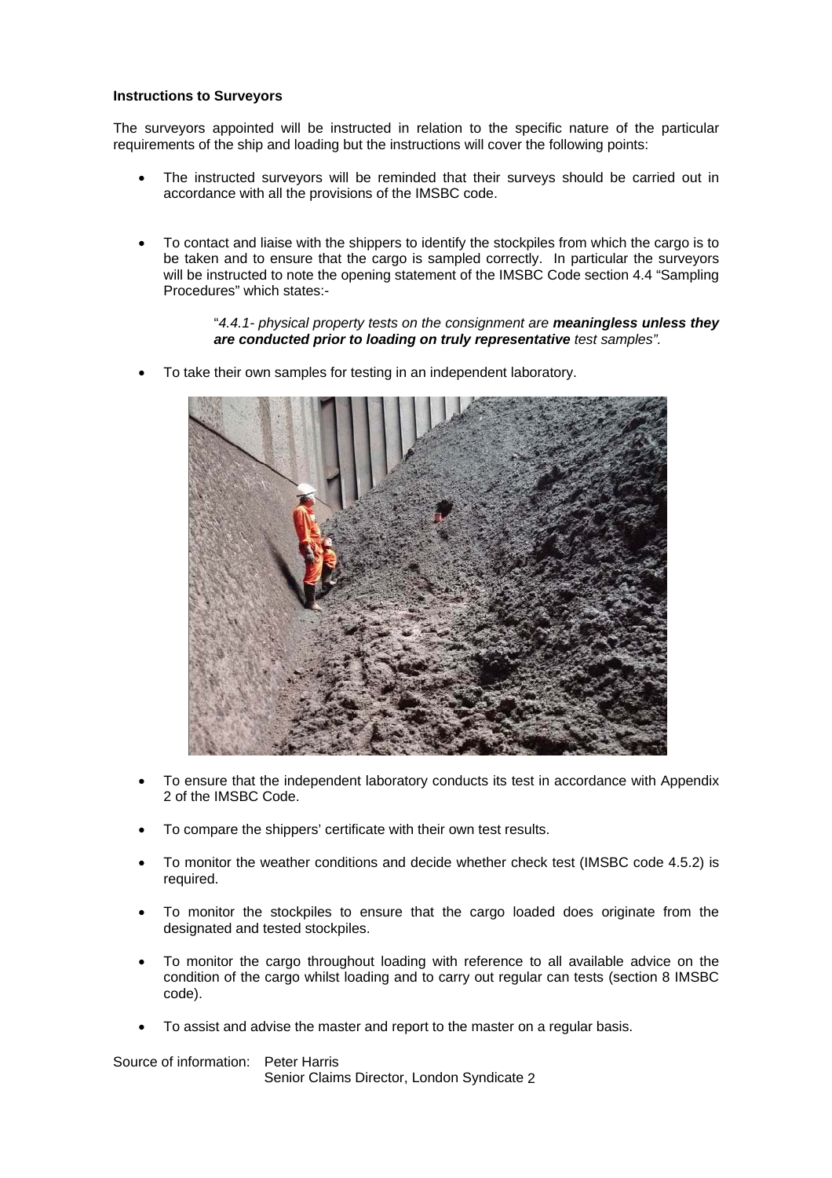**Instructions to Surveyors**

The surveyors appointed will be instructed in relation to the specific nature of the particular requirements of the ship and loading but the instructions will cover the following points:

- The instructed surveyors will be reminded that their surveys should be carried out in accordance with all the provisions of the IMSBC code.

- To contact and liaise with the shippers to identify the stockpiles from which the cargo is to be taken and to ensure that the cargo is sampled correctly. In particular the surveyors will be instructed to note the opening statement of the IMSBC Code section 4.4 "Sampling Procedures" which states:-

  > "*4.4.1- physical property tests on the consignment are* ***meaningless unless they are conducted prior to loading on truly representative*** *test samples".*

- To take their own samples for testing in an independent laboratory.

- To ensure that the independent laboratory conducts its test in accordance with Appendix 2 of the IMSBC Code.

- To compare the shippers' certificate with their own test results.

- To monitor the weather conditions and decide whether check test (IMSBC code 4.5.2) is required.

- To monitor the stockpiles to ensure that the cargo loaded does originate from the designated and tested stockpiles.

- To monitor the cargo throughout loading with reference to all available advice on the condition of the cargo whilst loading and to carry out regular can tests (section 8 IMSBC code).

- To assist and advise the master and report to the master on a regular basis.

Source of information: Peter Harris
Senior Claims Director, London Syndicate